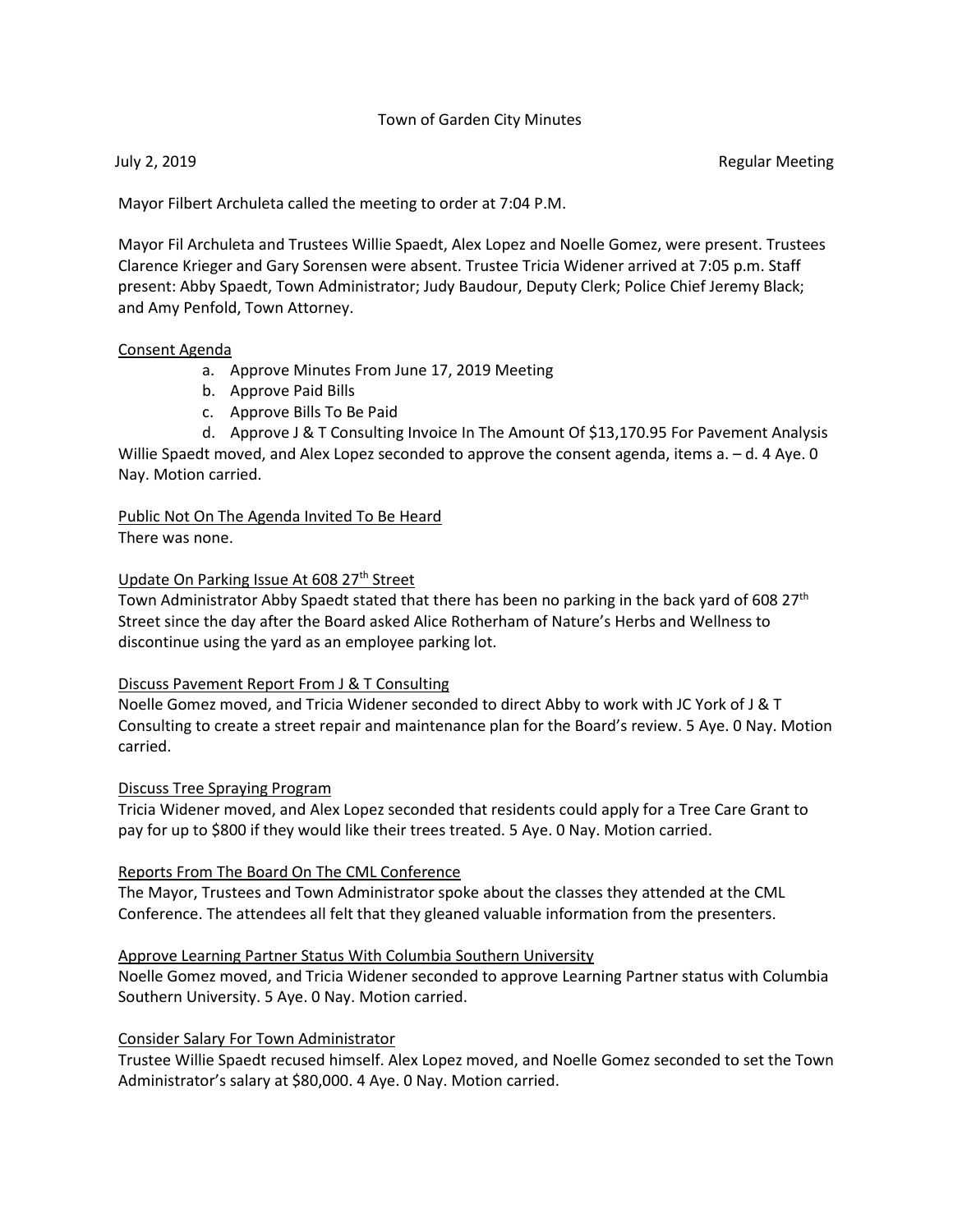Town of Garden City Minutes

July 2, 2019 Regular Meeting

Mayor Filbert Archuleta called the meeting to order at 7:04 P.M.

Mayor Fil Archuleta and Trustees Willie Spaedt, Alex Lopez and Noelle Gomez, were present. Trustees Clarence Krieger and Gary Sorensen were absent. Trustee Tricia Widener arrived at 7:05 p.m. Staff present: Abby Spaedt, Town Administrator; Judy Baudour, Deputy Clerk; Police Chief Jeremy Black; and Amy Penfold, Town Attorney.

<u>Consent Agenda</u>

a. Approve Minutes From June 17, 2019 Meeting
b. Approve Paid Bills
c. Approve Bills To Be Paid
d. Approve J & T Consulting Invoice In The Amount Of $13,170.95 For Pavement Analysis

Willie Spaedt moved, and Alex Lopez seconded to approve the consent agenda, items a. – d. 4 Aye. 0 Nay. Motion carried.

<u>Public Not On The Agenda Invited To Be Heard</u>

There was none.

<u>Update On Parking Issue At 608 27th Street</u>

Town Administrator Abby Spaedt stated that there has been no parking in the back yard of 608 27th Street since the day after the Board asked Alice Rotherham of Nature's Herbs and Wellness to discontinue using the yard as an employee parking lot.

<u>Discuss Pavement Report From J & T Consulting</u>

Noelle Gomez moved, and Tricia Widener seconded to direct Abby to work with JC York of J & T Consulting to create a street repair and maintenance plan for the Board's review. 5 Aye. 0 Nay. Motion carried.

<u>Discuss Tree Spraying Program</u>

Tricia Widener moved, and Alex Lopez seconded that residents could apply for a Tree Care Grant to pay for up to $800 if they would like their trees treated. 5 Aye. 0 Nay. Motion carried.

<u>Reports From The Board On The CML Conference</u>

The Mayor, Trustees and Town Administrator spoke about the classes they attended at the CML Conference. The attendees all felt that they gleaned valuable information from the presenters.

<u>Approve Learning Partner Status With Columbia Southern University</u>

Noelle Gomez moved, and Tricia Widener seconded to approve Learning Partner status with Columbia Southern University. 5 Aye. 0 Nay. Motion carried.

<u>Consider Salary For Town Administrator</u>

Trustee Willie Spaedt recused himself. Alex Lopez moved, and Noelle Gomez seconded to set the Town Administrator's salary at $80,000. 4 Aye. 0 Nay. Motion carried.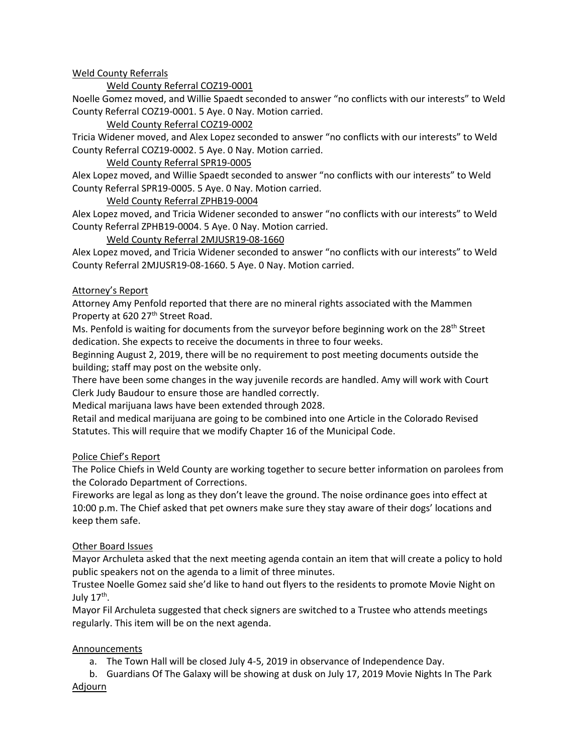Weld County Referrals

Weld County Referral COZ19-0001

Noelle Gomez moved, and Willie Spaedt seconded to answer "no conflicts with our interests" to Weld County Referral COZ19-0001. 5 Aye. 0 Nay. Motion carried.

Weld County Referral COZ19-0002

Tricia Widener moved, and Alex Lopez seconded to answer "no conflicts with our interests" to Weld County Referral COZ19-0002. 5 Aye. 0 Nay. Motion carried.

Weld County Referral SPR19-0005

Alex Lopez moved, and Willie Spaedt seconded to answer "no conflicts with our interests" to Weld County Referral SPR19-0005. 5 Aye. 0 Nay. Motion carried.

Weld County Referral ZPHB19-0004

Alex Lopez moved, and Tricia Widener seconded to answer "no conflicts with our interests" to Weld County Referral ZPHB19-0004. 5 Aye. 0 Nay. Motion carried.

Weld County Referral 2MJUSR19-08-1660

Alex Lopez moved, and Tricia Widener seconded to answer "no conflicts with our interests" to Weld County Referral 2MJUSR19-08-1660. 5 Aye. 0 Nay. Motion carried.

Attorney's Report

Attorney Amy Penfold reported that there are no mineral rights associated with the Mammen Property at 620 27th Street Road.

Ms. Penfold is waiting for documents from the surveyor before beginning work on the 28th Street dedication. She expects to receive the documents in three to four weeks.

Beginning August 2, 2019, there will be no requirement to post meeting documents outside the building; staff may post on the website only.

There have been some changes in the way juvenile records are handled. Amy will work with Court Clerk Judy Baudour to ensure those are handled correctly.

Medical marijuana laws have been extended through 2028.

Retail and medical marijuana are going to be combined into one Article in the Colorado Revised Statutes. This will require that we modify Chapter 16 of the Municipal Code.

Police Chief's Report

The Police Chiefs in Weld County are working together to secure better information on parolees from the Colorado Department of Corrections.

Fireworks are legal as long as they don't leave the ground. The noise ordinance goes into effect at 10:00 p.m. The Chief asked that pet owners make sure they stay aware of their dogs' locations and keep them safe.

Other Board Issues

Mayor Archuleta asked that the next meeting agenda contain an item that will create a policy to hold public speakers not on the agenda to a limit of three minutes.

Trustee Noelle Gomez said she'd like to hand out flyers to the residents to promote Movie Night on July 17th.

Mayor Fil Archuleta suggested that check signers are switched to a Trustee who attends meetings regularly. This item will be on the next agenda.

Announcements

a. The Town Hall will be closed July 4-5, 2019 in observance of Independence Day.
b. Guardians Of The Galaxy will be showing at dusk on July 17, 2019 Movie Nights In The Park

Adjourn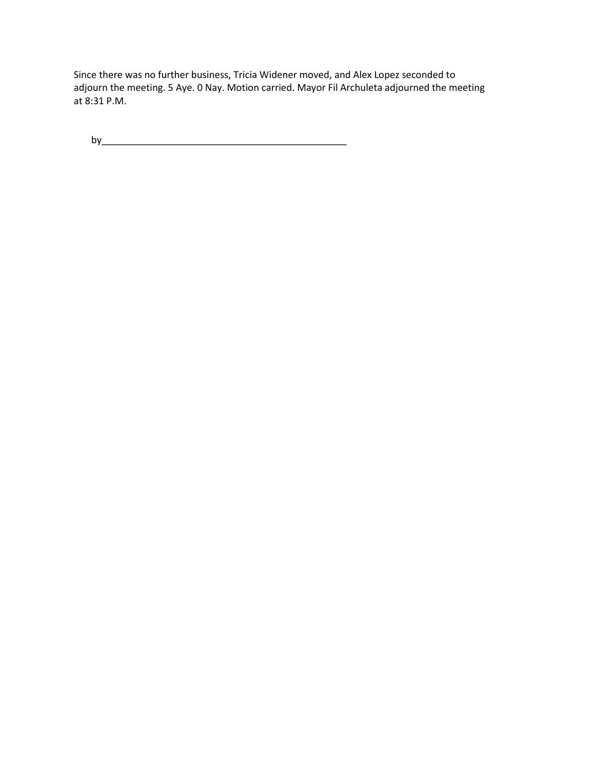Since there was no further business, Tricia Widener moved, and Alex Lopez seconded to adjourn the meeting. 5 Aye. 0 Nay. Motion carried. Mayor Fil Archuleta adjourned the meeting at 8:31 P.M.

by_________________________________________________